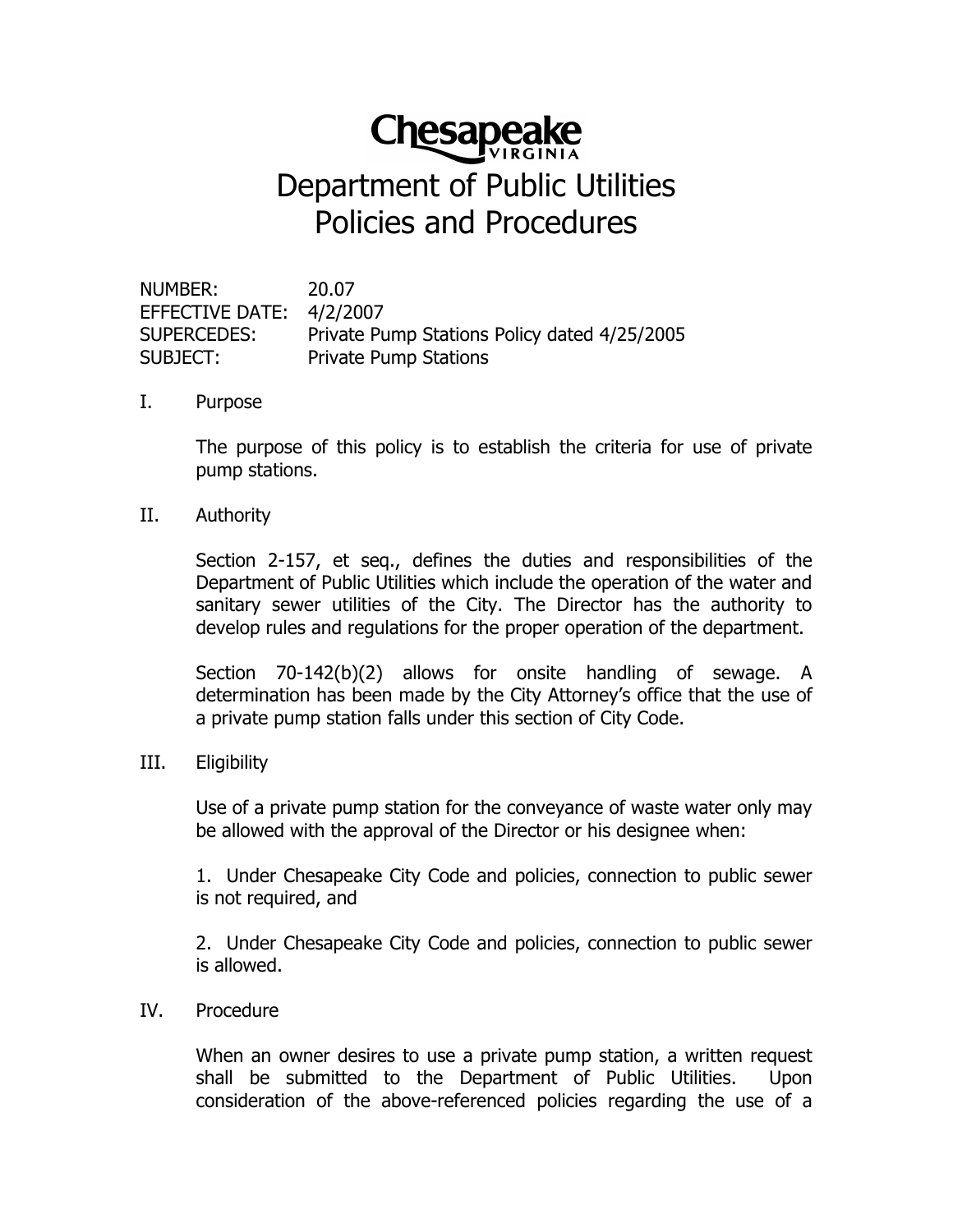# Chesapeake
VIRGINIA

# Department of Public Utilities Policies and Procedures

NUMBER: 20.07
EFFECTIVE DATE: 4/2/2007
SUPERCEDES: Private Pump Stations Policy dated 4/25/2005
SUBJECT: Private Pump Stations

## I. Purpose

The purpose of this policy is to establish the criteria for use of private pump stations.

## II. Authority

Section 2-157, et seq., defines the duties and responsibilities of the Department of Public Utilities which include the operation of the water and sanitary sewer utilities of the City. The Director has the authority to develop rules and regulations for the proper operation of the department.

Section 70-142(b)(2) allows for onsite handling of sewage. A determination has been made by the City Attorney's office that the use of a private pump station falls under this section of City Code.

## III. Eligibility

Use of a private pump station for the conveyance of waste water only may be allowed with the approval of the Director or his designee when:

1. Under Chesapeake City Code and policies, connection to public sewer is not required, and

2. Under Chesapeake City Code and policies, connection to public sewer is allowed.

## IV. Procedure

When an owner desires to use a private pump station, a written request shall be submitted to the Department of Public Utilities. Upon consideration of the above-referenced policies regarding the use of a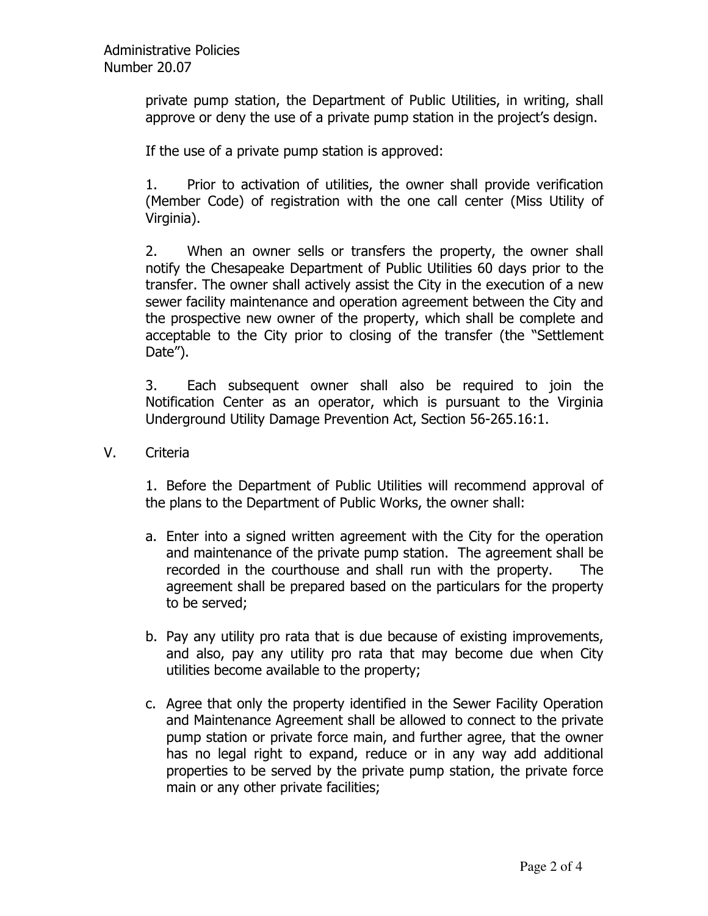private pump station, the Department of Public Utilities, in writing, shall approve or deny the use of a private pump station in the project's design.

If the use of a private pump station is approved:

1. Prior to activation of utilities, the owner shall provide verification (Member Code) of registration with the one call center (Miss Utility of Virginia).

2. When an owner sells or transfers the property, the owner shall notify the Chesapeake Department of Public Utilities 60 days prior to the transfer. The owner shall actively assist the City in the execution of a new sewer facility maintenance and operation agreement between the City and the prospective new owner of the property, which shall be complete and acceptable to the City prior to closing of the transfer (the "Settlement Date").

3. Each subsequent owner shall also be required to join the Notification Center as an operator, which is pursuant to the Virginia Underground Utility Damage Prevention Act, Section 56-265.16:1.

V. Criteria

1. Before the Department of Public Utilities will recommend approval of the plans to the Department of Public Works, the owner shall:

a. Enter into a signed written agreement with the City for the operation and maintenance of the private pump station. The agreement shall be recorded in the courthouse and shall run with the property. The agreement shall be prepared based on the particulars for the property to be served;

b. Pay any utility pro rata that is due because of existing improvements, and also, pay any utility pro rata that may become due when City utilities become available to the property;

c. Agree that only the property identified in the Sewer Facility Operation and Maintenance Agreement shall be allowed to connect to the private pump station or private force main, and further agree, that the owner has no legal right to expand, reduce or in any way add additional properties to be served by the private pump station, the private force main or any other private facilities;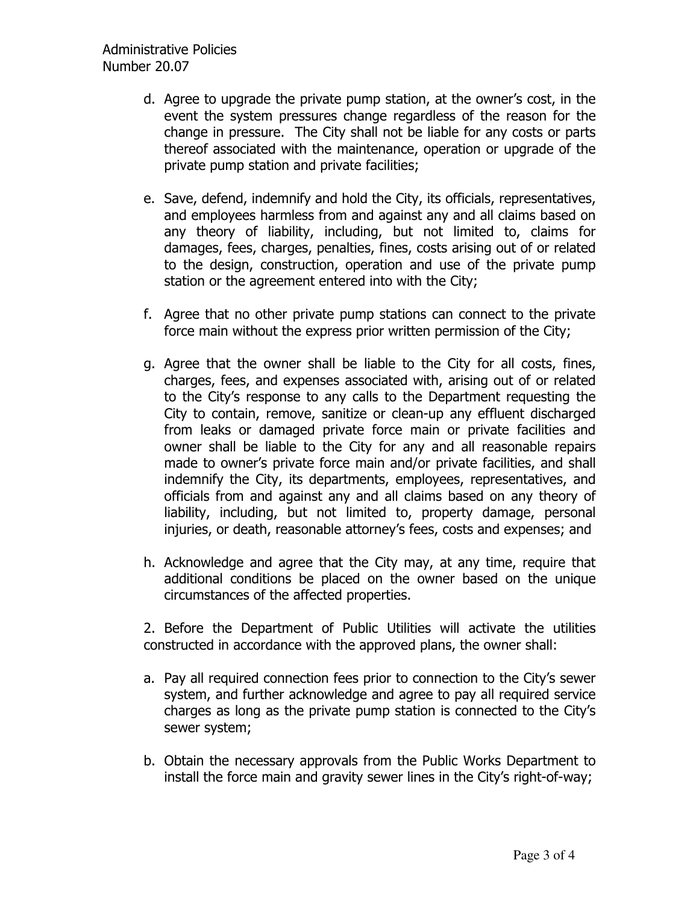d. Agree to upgrade the private pump station, at the owner's cost, in the event the system pressures change regardless of the reason for the change in pressure. The City shall not be liable for any costs or parts thereof associated with the maintenance, operation or upgrade of the private pump station and private facilities;

e. Save, defend, indemnify and hold the City, its officials, representatives, and employees harmless from and against any and all claims based on any theory of liability, including, but not limited to, claims for damages, fees, charges, penalties, fines, costs arising out of or related to the design, construction, operation and use of the private pump station or the agreement entered into with the City;

f. Agree that no other private pump stations can connect to the private force main without the express prior written permission of the City;

g. Agree that the owner shall be liable to the City for all costs, fines, charges, fees, and expenses associated with, arising out of or related to the City's response to any calls to the Department requesting the City to contain, remove, sanitize or clean-up any effluent discharged from leaks or damaged private force main or private facilities and owner shall be liable to the City for any and all reasonable repairs made to owner's private force main and/or private facilities, and shall indemnify the City, its departments, employees, representatives, and officials from and against any and all claims based on any theory of liability, including, but not limited to, property damage, personal injuries, or death, reasonable attorney's fees, costs and expenses; and

h. Acknowledge and agree that the City may, at any time, require that additional conditions be placed on the owner based on the unique circumstances of the affected properties.

2. Before the Department of Public Utilities will activate the utilities constructed in accordance with the approved plans, the owner shall:

a. Pay all required connection fees prior to connection to the City's sewer system, and further acknowledge and agree to pay all required service charges as long as the private pump station is connected to the City's sewer system;

b. Obtain the necessary approvals from the Public Works Department to install the force main and gravity sewer lines in the City's right-of-way;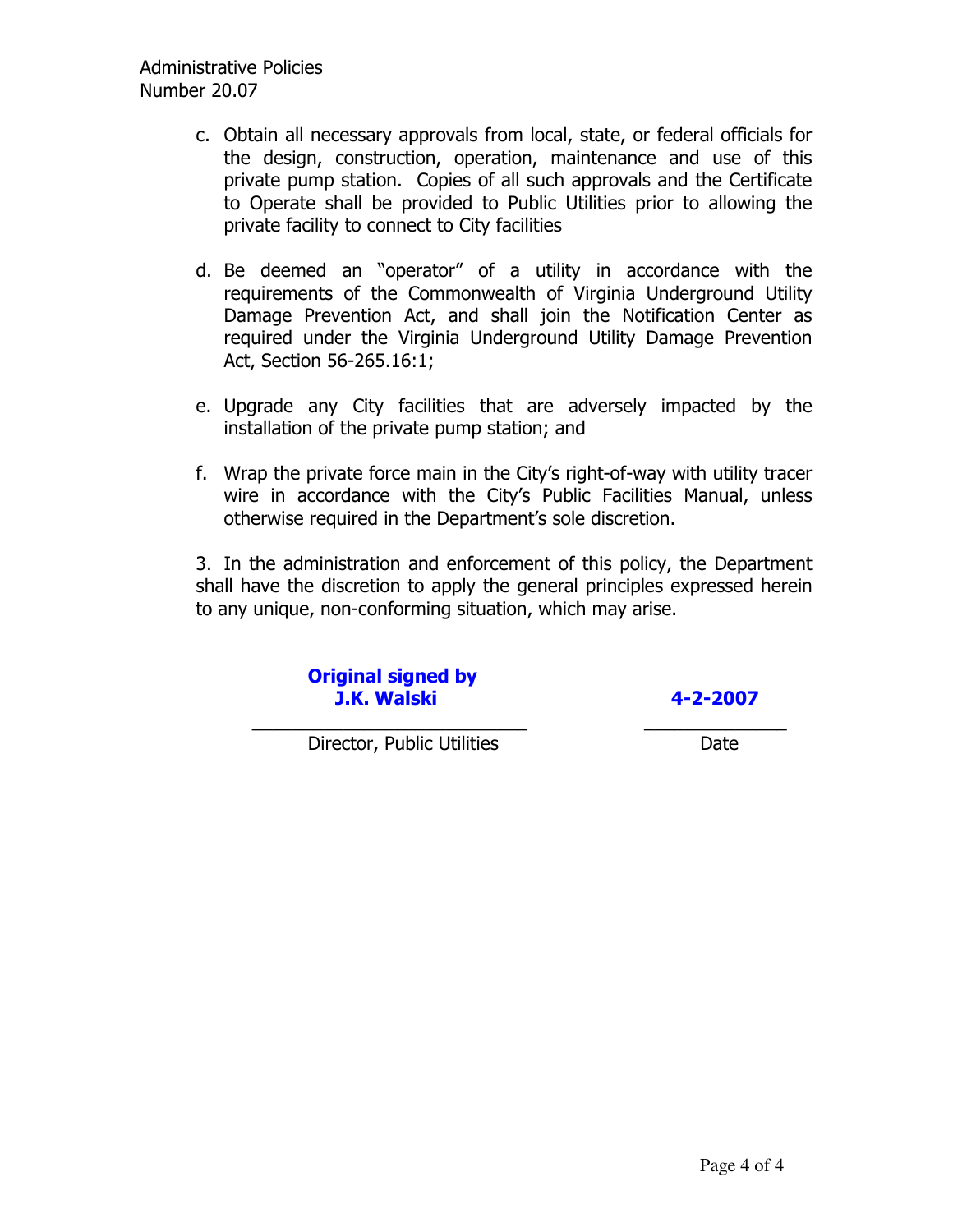c. Obtain all necessary approvals from local, state, or federal officials for the design, construction, operation, maintenance and use of this private pump station. Copies of all such approvals and the Certificate to Operate shall be provided to Public Utilities prior to allowing the private facility to connect to City facilities

d. Be deemed an "operator" of a utility in accordance with the requirements of the Commonwealth of Virginia Underground Utility Damage Prevention Act, and shall join the Notification Center as required under the Virginia Underground Utility Damage Prevention Act, Section 56-265.16:1;

e. Upgrade any City facilities that are adversely impacted by the installation of the private pump station; and

f. Wrap the private force main in the City's right-of-way with utility tracer wire in accordance with the City's Public Facilities Manual, unless otherwise required in the Department's sole discretion.

3. In the administration and enforcement of this policy, the Department shall have the discretion to apply the general principles expressed herein to any unique, non-conforming situation, which may arise.

**Original signed by J.K. Walski**
\_\_\_\_\_\_\_\_\_\_\_\_\_\_\_\_\_\_\_\_\_\_\_\_\_\_
Director, Public Utilities

**4-2-2007**
\_\_\_\_\_\_\_\_\_\_\_\_\_\_
Date